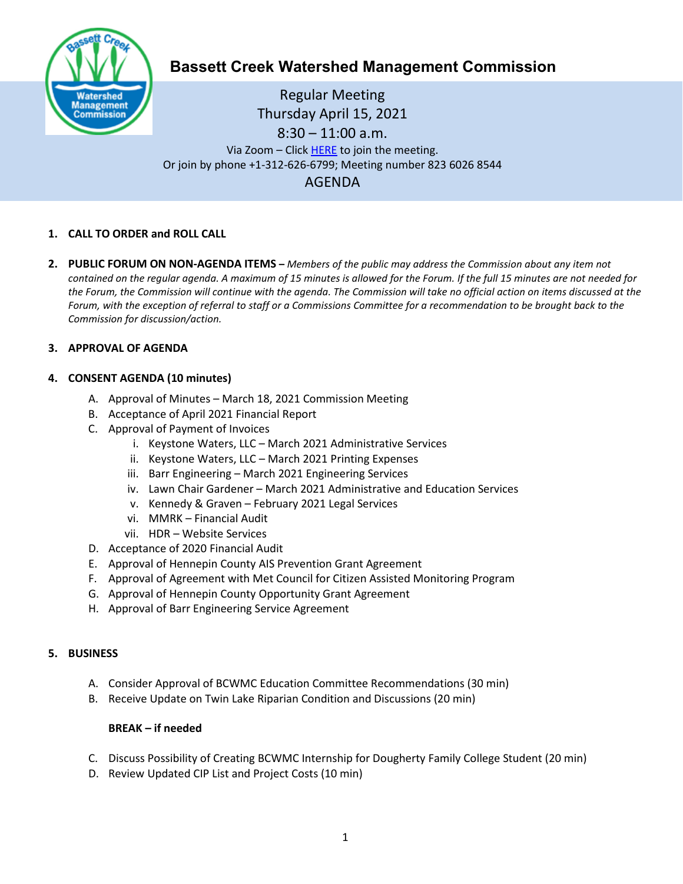# Bassett Creek Watershed Management Commission

Regular Meeting
Thursday April 15, 2021
8:30 – 11:00 a.m.
Via Zoom – Click HERE to join the meeting.
Or join by phone +1-312-626-6799; Meeting number 823 6026 8544

## AGENDA

1. **CALL TO ORDER and ROLL CALL**

2. **PUBLIC FORUM ON NON-AGENDA ITEMS –** *Members of the public may address the Commission about any item not contained on the regular agenda. A maximum of 15 minutes is allowed for the Forum. If the full 15 minutes are not needed for the Forum, the Commission will continue with the agenda. The Commission will take no official action on items discussed at the Forum, with the exception of referral to staff or a Commissions Committee for a recommendation to be brought back to the Commission for discussion/action.*

3. **APPROVAL OF AGENDA**

4. **CONSENT AGENDA (10 minutes)**
   A. Approval of Minutes – March 18, 2021 Commission Meeting
   B. Acceptance of April 2021 Financial Report
   C. Approval of Payment of Invoices
      i. Keystone Waters, LLC – March 2021 Administrative Services
      ii. Keystone Waters, LLC – March 2021 Printing Expenses
      iii. Barr Engineering – March 2021 Engineering Services
      iv. Lawn Chair Gardener – March 2021 Administrative and Education Services
      v. Kennedy & Graven – February 2021 Legal Services
      vi. MMRK – Financial Audit
      vii. HDR – Website Services
   D. Acceptance of 2020 Financial Audit
   E. Approval of Hennepin County AIS Prevention Grant Agreement
   F. Approval of Agreement with Met Council for Citizen Assisted Monitoring Program
   G. Approval of Hennepin County Opportunity Grant Agreement
   H. Approval of Barr Engineering Service Agreement

5. **BUSINESS**
   A. Consider Approval of BCWMC Education Committee Recommendations (30 min)
   B. Receive Update on Twin Lake Riparian Condition and Discussions (20 min)

   **BREAK – if needed**

   C. Discuss Possibility of Creating BCWMC Internship for Dougherty Family College Student (20 min)
   D. Review Updated CIP List and Project Costs (10 min)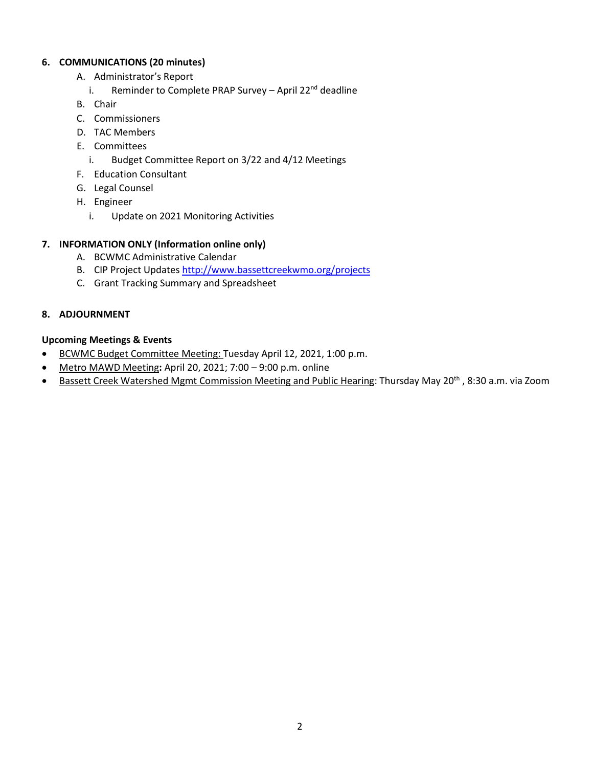6. **COMMUNICATIONS (20 minutes)**
   - A. Administrator's Report
     - i. Reminder to Complete PRAP Survey – April 22nd deadline
   - B. Chair
   - C. Commissioners
   - D. TAC Members
   - E. Committees
     - i. Budget Committee Report on 3/22 and 4/12 Meetings
   - F. Education Consultant
   - G. Legal Counsel
   - H. Engineer
     - i. Update on 2021 Monitoring Activities

7. **INFORMATION ONLY (Information online only)**
   - A. BCWMC Administrative Calendar
   - B. CIP Project Updates http://www.bassettcreekwmo.org/projects
   - C. Grant Tracking Summary and Spreadsheet

8. **ADJOURNMENT**

**Upcoming Meetings & Events**

- BCWMC Budget Committee Meeting: Tuesday April 12, 2021, 1:00 p.m.
- Metro MAWD Meeting**:** April 20, 2021; 7:00 – 9:00 p.m. online
- Bassett Creek Watershed Mgmt Commission Meeting and Public Hearing: Thursday May 20th , 8:30 a.m. via Zoom